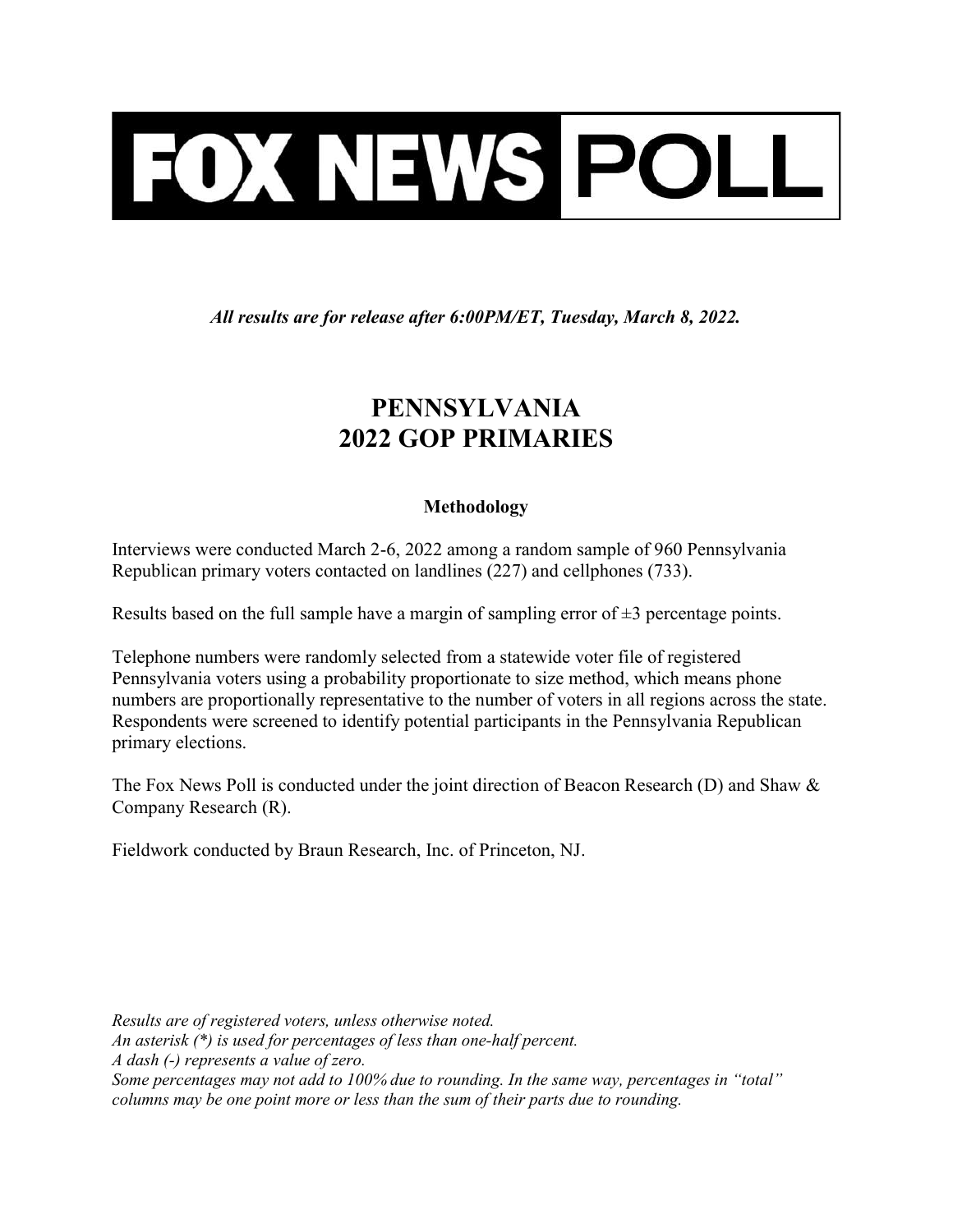# FOX NEWS POLL

*All results are for release after 6:00PM/ET, Tuesday, March 8, 2022.*

## PENNSYLVANIA
## 2022 GOP PRIMARIES

### Methodology

Interviews were conducted March 2-6, 2022 among a random sample of 960 Pennsylvania Republican primary voters contacted on landlines (227) and cellphones (733).

Results based on the full sample have a margin of sampling error of ±3 percentage points.

Telephone numbers were randomly selected from a statewide voter file of registered Pennsylvania voters using a probability proportionate to size method, which means phone numbers are proportionally representative to the number of voters in all regions across the state. Respondents were screened to identify potential participants in the Pennsylvania Republican primary elections.

The Fox News Poll is conducted under the joint direction of Beacon Research (D) and Shaw & Company Research (R).

Fieldwork conducted by Braun Research, Inc. of Princeton, NJ.

*Results are of registered voters, unless otherwise noted.*
*An asterisk (*) is used for percentages of less than one-half percent.*
*A dash (-) represents a value of zero.*
*Some percentages may not add to 100% due to rounding. In the same way, percentages in "total" columns may be one point more or less than the sum of their parts due to rounding.*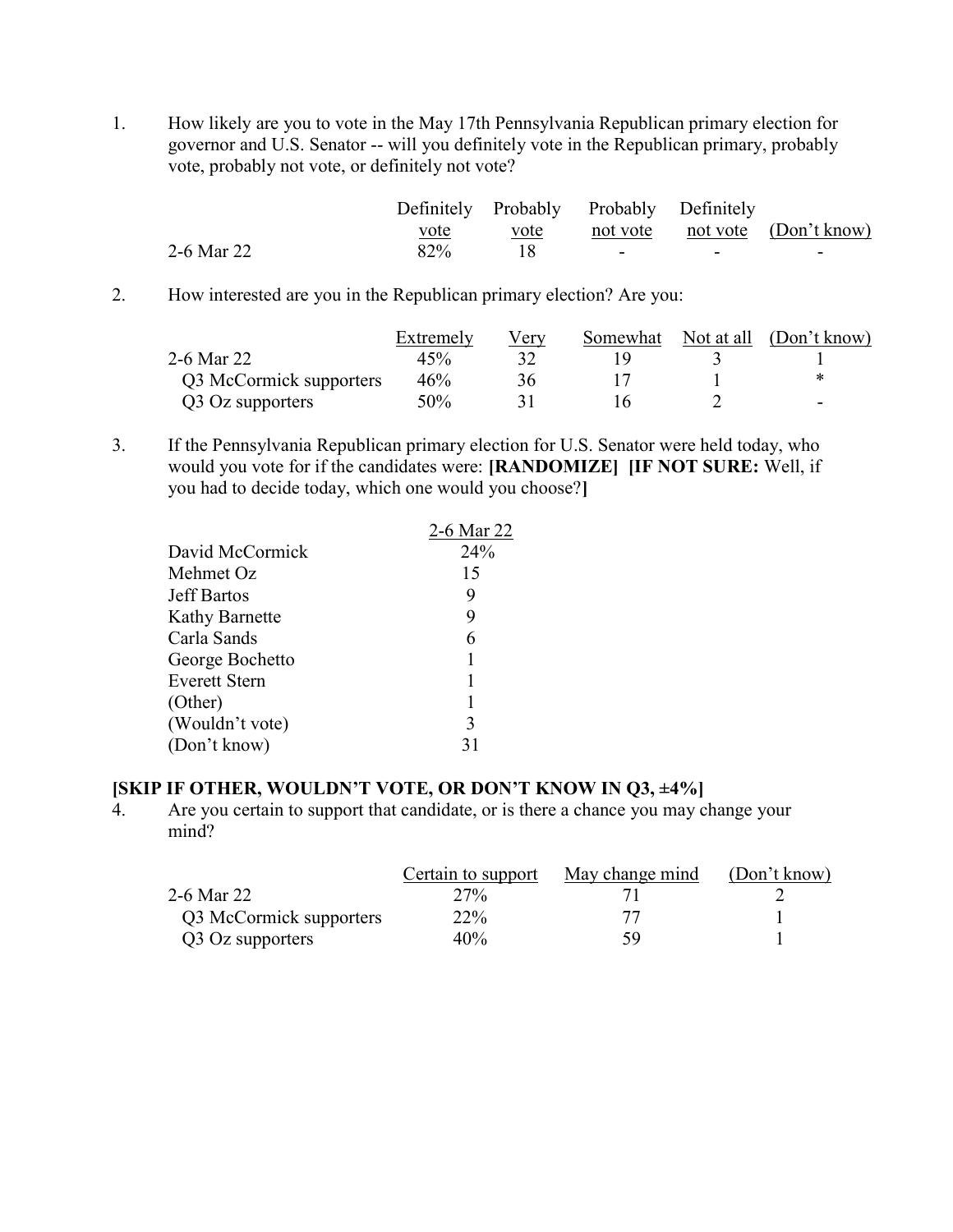1. How likely are you to vote in the May 17th Pennsylvania Republican primary election for governor and U.S. Senator -- will you definitely vote in the Republican primary, probably vote, probably not vote, or definitely not vote?

| | Definitely vote | Probably vote | Probably not vote | Definitely not vote | (Don't know) |
|---|---|---|---|---|---|
| 2-6 Mar 22 | 82% | 18 | - | - | - |

2. How interested are you in the Republican primary election? Are you:

| | Extremely | Very | Somewhat | Not at all | (Don't know) |
|---|---|---|---|---|---|
| 2-6 Mar 22 | 45% | 32 | 19 | 3 | 1 |
| Q3 McCormick supporters | 46% | 36 | 17 | 1 | * |
| Q3 Oz supporters | 50% | 31 | 16 | 2 | - |

3. If the Pennsylvania Republican primary election for U.S. Senator were held today, who would you vote for if the candidates were: **[RANDOMIZE] [IF NOT SURE:** Well, if you had to decide today, which one would you choose?**]**

| | 2-6 Mar 22 |
|---|---|
| David McCormick | 24% |
| Mehmet Oz | 15 |
| Jeff Bartos | 9 |
| Kathy Barnette | 9 |
| Carla Sands | 6 |
| George Bochetto | 1 |
| Everett Stern | 1 |
| (Other) | 1 |
| (Wouldn't vote) | 3 |
| (Don't know) | 31 |

**[SKIP IF OTHER, WOULDN'T VOTE, OR DON'T KNOW IN Q3, ±4%]**

4. Are you certain to support that candidate, or is there a chance you may change your mind?

| | Certain to support | May change mind | (Don't know) |
|---|---|---|---|
| 2-6 Mar 22 | 27% | 71 | 2 |
| Q3 McCormick supporters | 22% | 77 | 1 |
| Q3 Oz supporters | 40% | 59 | 1 |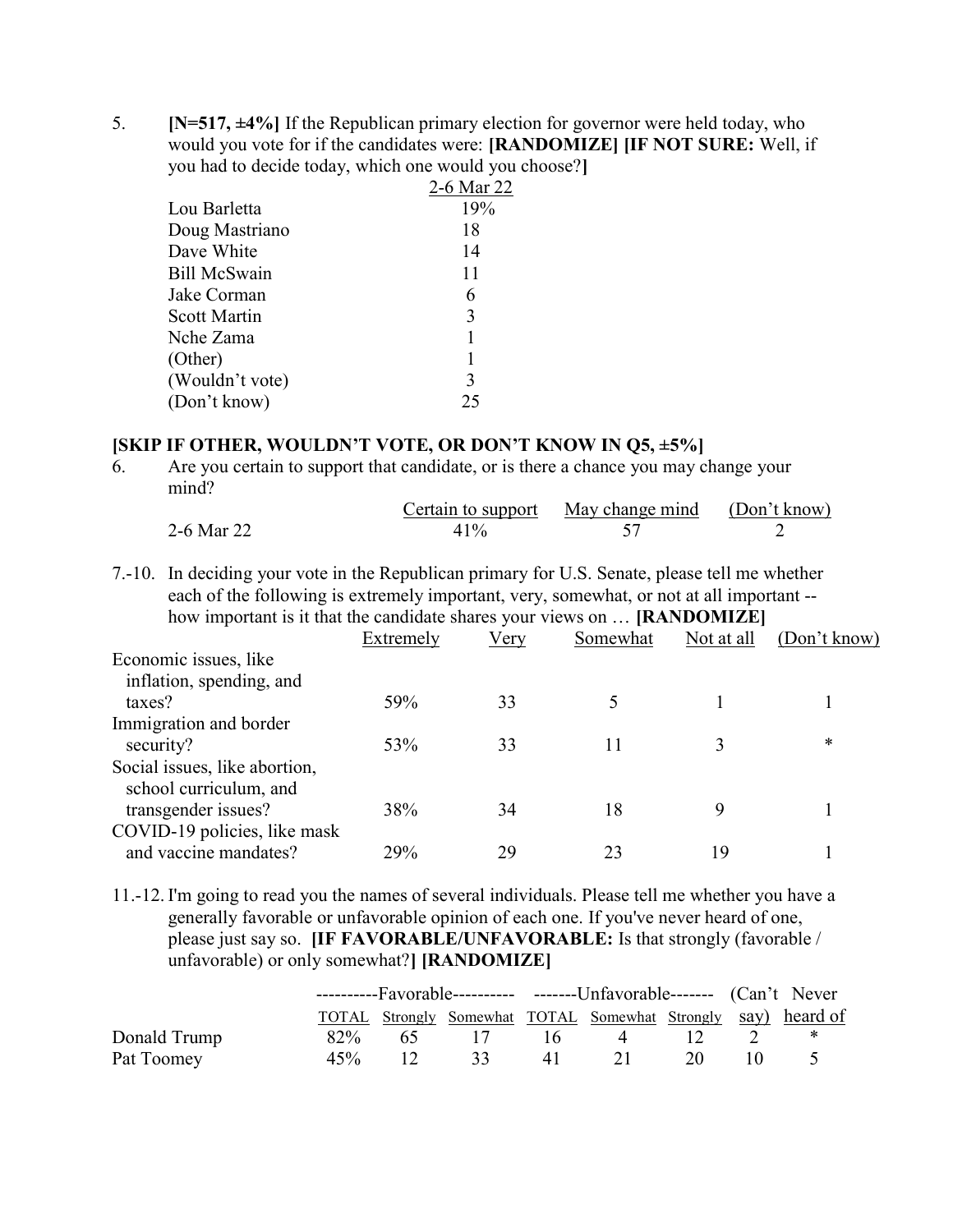5. **[N=517, ±4%]** If the Republican primary election for governor were held today, who would you vote for if the candidates were: **[RANDOMIZE] [IF NOT SURE:** Well, if you had to decide today, which one would you choose?**]**

| | 2-6 Mar 22 |
|---|---|
| Lou Barletta | 19% |
| Doug Mastriano | 18 |
| Dave White | 14 |
| Bill McSwain | 11 |
| Jake Corman | 6 |
| Scott Martin | 3 |
| Nche Zama | 1 |
| (Other) | 1 |
| (Wouldn't vote) | 3 |
| (Don't know) | 25 |

**[SKIP IF OTHER, WOULDN'T VOTE, OR DON'T KNOW IN Q5, ±5%]**

6. Are you certain to support that candidate, or is there a chance you may change your mind?

| | Certain to support | May change mind | (Don't know) |
|---|---|---|---|
| 2-6 Mar 22 | 41% | 57 | 2 |

7.-10. In deciding your vote in the Republican primary for U.S. Senate, please tell me whether each of the following is extremely important, very, somewhat, or not at all important -- how important is it that the candidate shares your views on … **[RANDOMIZE]**

| | Extremely | Very | Somewhat | Not at all | (Don't know) |
|---|---|---|---|---|---|
| Economic issues, like inflation, spending, and taxes? | 59% | 33 | 5 | 1 | 1 |
| Immigration and border security? | 53% | 33 | 11 | 3 | * |
| Social issues, like abortion, school curriculum, and transgender issues? | 38% | 34 | 18 | 9 | 1 |
| COVID-19 policies, like mask and vaccine mandates? | 29% | 29 | 23 | 19 | 1 |

11.-12. I'm going to read you the names of several individuals. Please tell me whether you have a generally favorable or unfavorable opinion of each one. If you've never heard of one, please just say so. **[IF FAVORABLE/UNFAVORABLE:** Is that strongly (favorable / unfavorable) or only somewhat?**] [RANDOMIZE]**

| | ----------Favorable---------- | | | -------Unfavorable------- | | | (Can't | Never |
|---|---|---|---|---|---|---|---|---|
| | TOTAL | Strongly | Somewhat | TOTAL | Somewhat | Strongly | say) | heard of |
| Donald Trump | 82% | 65 | 17 | 16 | 4 | 12 | 2 | * |
| Pat Toomey | 45% | 12 | 33 | 41 | 21 | 20 | 10 | 5 |